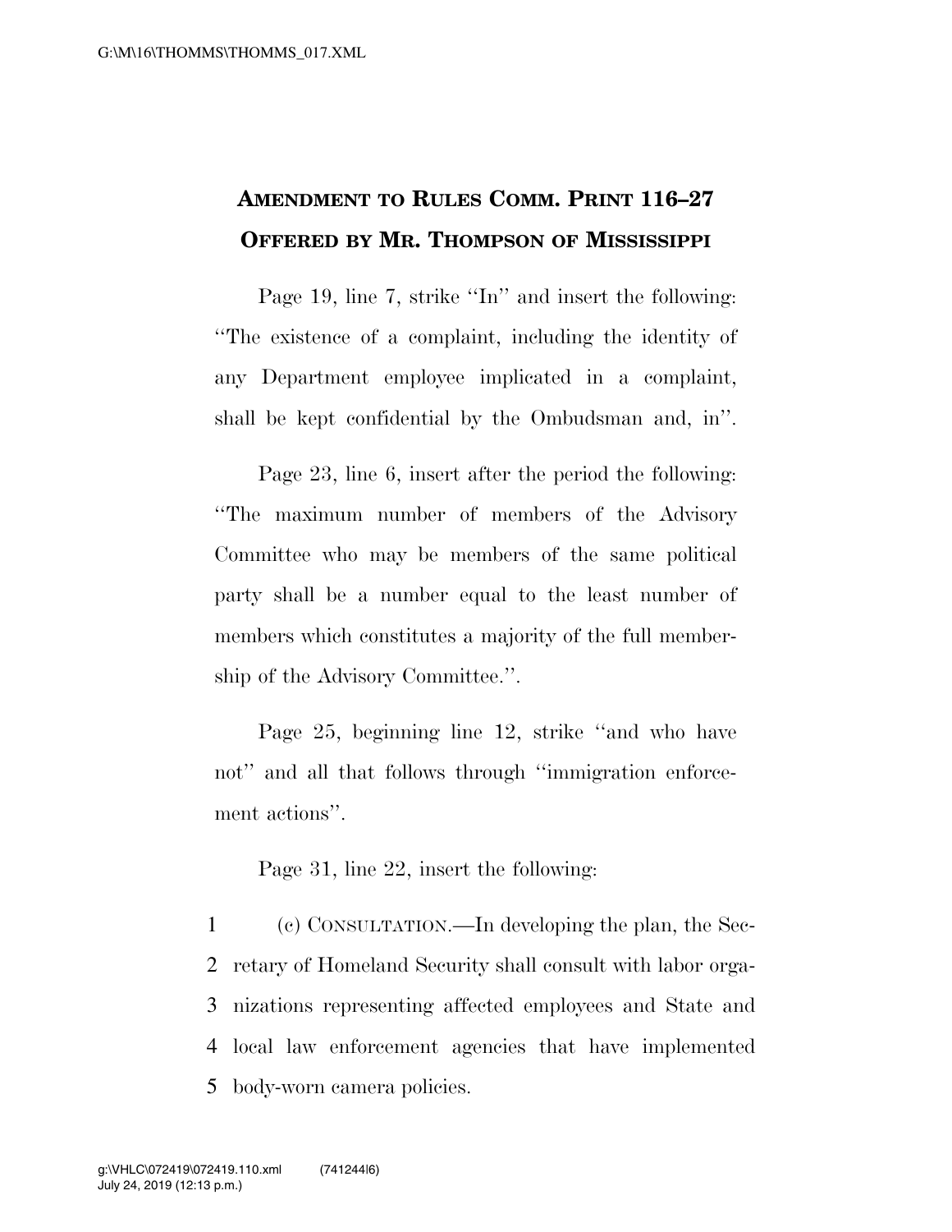# AMENDMENT TO RULES COMM. PRINT 116–27
# OFFERED BY MR. THOMPSON OF MISSISSIPPI

Page 19, line 7, strike ''In'' and insert the following: ''The existence of a complaint, including the identity of any Department employee implicated in a complaint, shall be kept confidential by the Ombudsman and, in''.

Page 23, line 6, insert after the period the following: ''The maximum number of members of the Advisory Committee who may be members of the same political party shall be a number equal to the least number of members which constitutes a majority of the full membership of the Advisory Committee.''.

Page 25, beginning line 12, strike ''and who have not'' and all that follows through ''immigration enforcement actions''.

Page 31, line 22, insert the following:

1 (c) CONSULTATION.—In developing the plan, the Sec-
2 retary of Homeland Security shall consult with labor orga-
3 nizations representing affected employees and State and
4 local law enforcement agencies that have implemented
5 body-worn camera policies.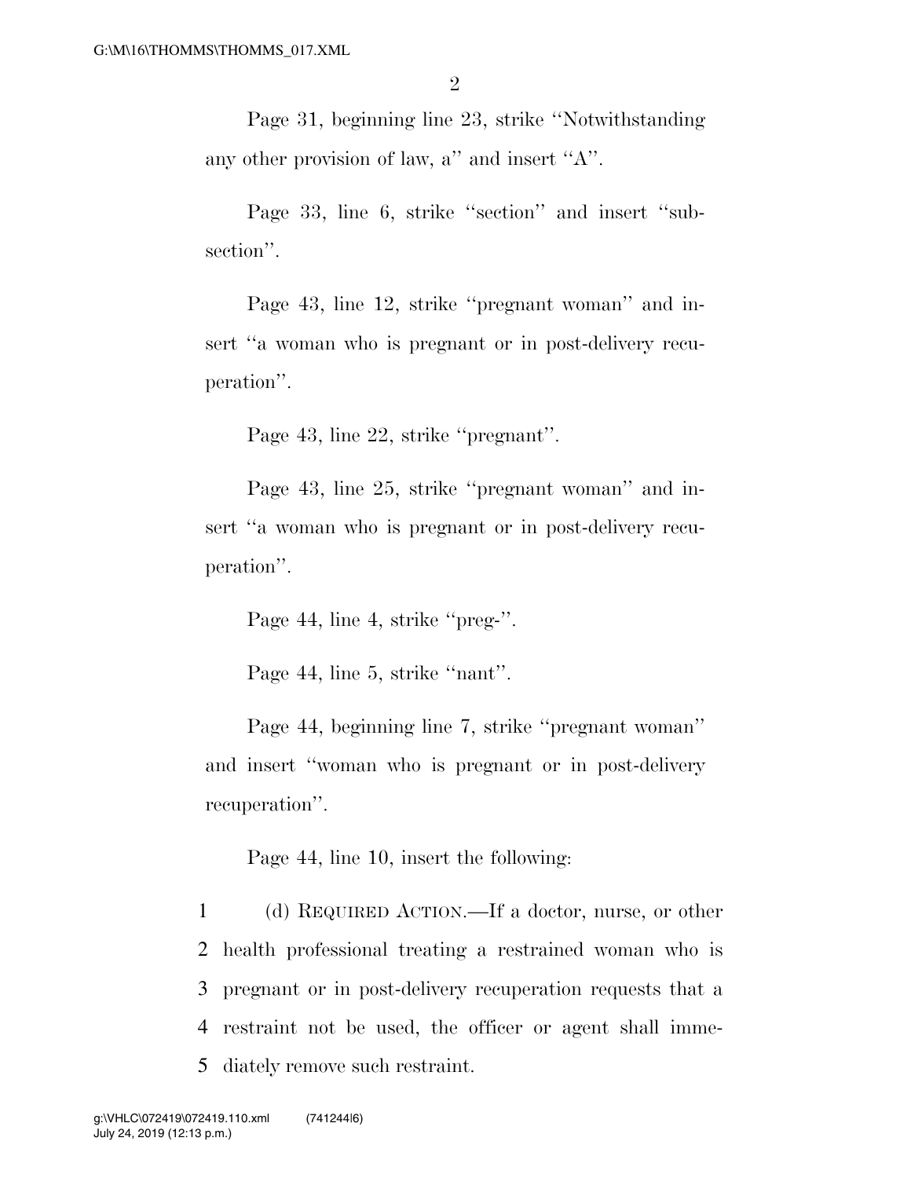Page 31, beginning line 23, strike ''Notwithstanding any other provision of law, a'' and insert ''A''.

Page 33, line 6, strike ''section'' and insert ''subsection''.

Page 43, line 12, strike ''pregnant woman'' and insert ''a woman who is pregnant or in post-delivery recuperation''.

Page 43, line 22, strike ''pregnant''.

Page 43, line 25, strike ''pregnant woman'' and insert ''a woman who is pregnant or in post-delivery recuperation''.

Page 44, line 4, strike ''preg-''.

Page 44, line 5, strike ''nant''.

Page 44, beginning line 7, strike ''pregnant woman'' and insert ''woman who is pregnant or in post-delivery recuperation''.

Page 44, line 10, insert the following:

1 (d) REQUIRED ACTION.—If a doctor, nurse, or other
2 health professional treating a restrained woman who is
3 pregnant or in post-delivery recuperation requests that a
4 restraint not be used, the officer or agent shall imme-
5 diately remove such restraint.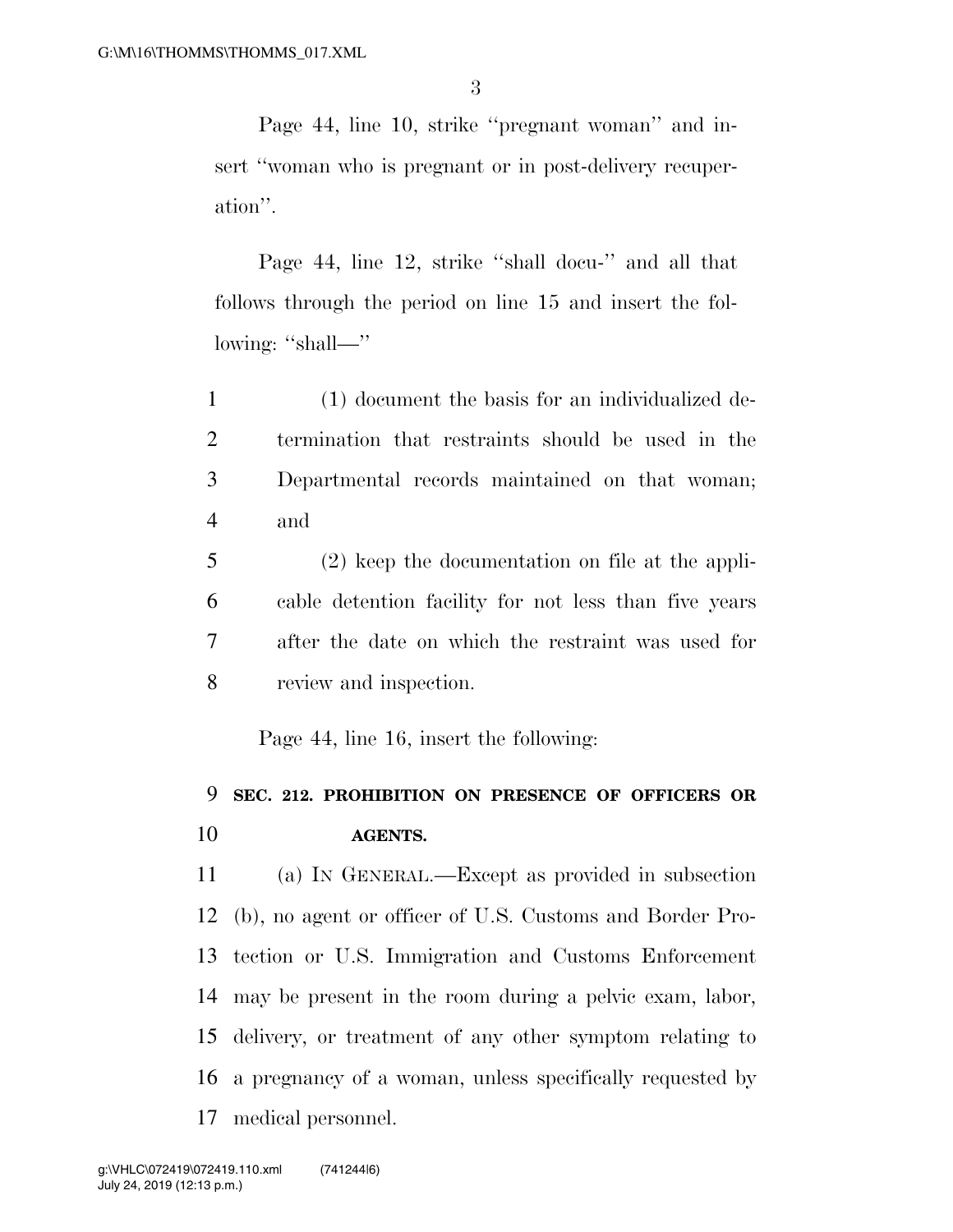Page 44, line 10, strike "pregnant woman" and insert "woman who is pregnant or in post-delivery recuperation".

Page 44, line 12, strike "shall docu-" and all that follows through the period on line 15 and insert the following: "shall—"

(1) document the basis for an individualized determination that restraints should be used in the Departmental records maintained on that woman; and

(2) keep the documentation on file at the applicable detention facility for not less than five years after the date on which the restraint was used for review and inspection.

Page 44, line 16, insert the following:

**SEC. 212. PROHIBITION ON PRESENCE OF OFFICERS OR AGENTS.**

(a) IN GENERAL.—Except as provided in subsection (b), no agent or officer of U.S. Customs and Border Protection or U.S. Immigration and Customs Enforcement may be present in the room during a pelvic exam, labor, delivery, or treatment of any other symptom relating to a pregnancy of a woman, unless specifically requested by medical personnel.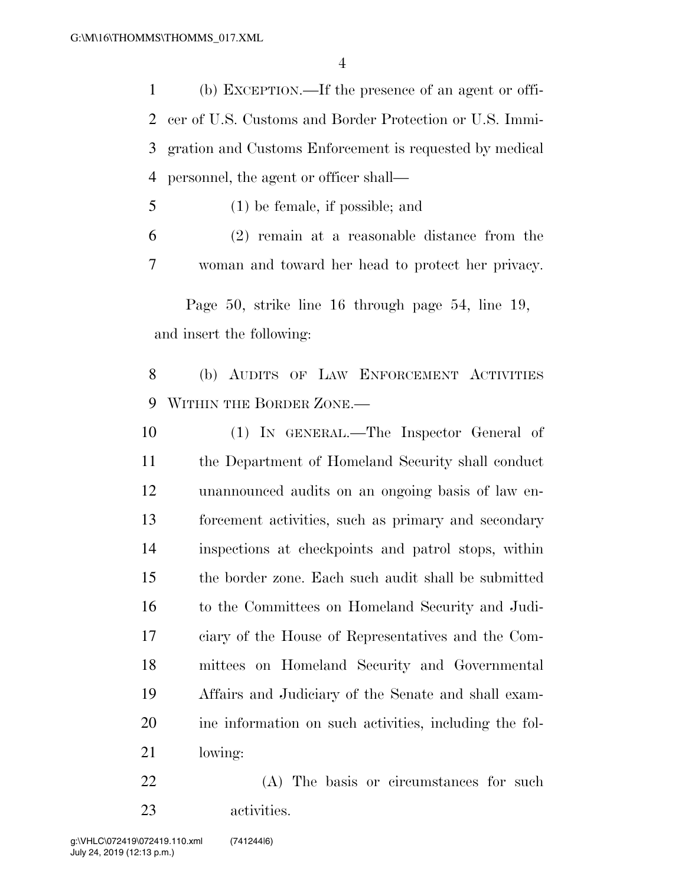(b) EXCEPTION.—If the presence of an agent or officer of U.S. Customs and Border Protection or U.S. Immigration and Customs Enforcement is requested by medical personnel, the agent or officer shall—

(1) be female, if possible; and

(2) remain at a reasonable distance from the woman and toward her head to protect her privacy.

Page 50, strike line 16 through page 54, line 19, and insert the following:

(b) AUDITS OF LAW ENFORCEMENT ACTIVITIES WITHIN THE BORDER ZONE.—

(1) IN GENERAL.—The Inspector General of the Department of Homeland Security shall conduct unannounced audits on an ongoing basis of law enforcement activities, such as primary and secondary inspections at checkpoints and patrol stops, within the border zone. Each such audit shall be submitted to the Committees on Homeland Security and Judiciary of the House of Representatives and the Committees on Homeland Security and Governmental Affairs and Judiciary of the Senate and shall examine information on such activities, including the following:

(A) The basis or circumstances for such activities.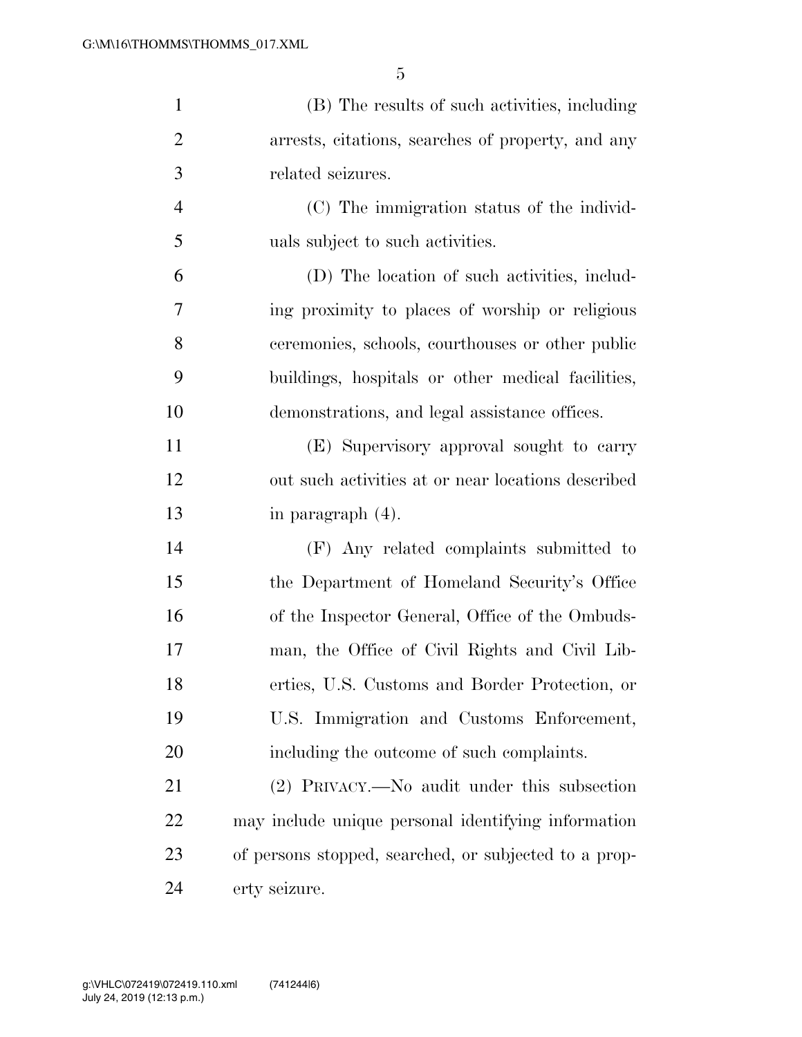(B) The results of such activities, including arrests, citations, searches of property, and any related seizures.

(C) The immigration status of the individuals subject to such activities.

(D) The location of such activities, including proximity to places of worship or religious ceremonies, schools, courthouses or other public buildings, hospitals or other medical facilities, demonstrations, and legal assistance offices.

(E) Supervisory approval sought to carry out such activities at or near locations described in paragraph (4).

(F) Any related complaints submitted to the Department of Homeland Security's Office of the Inspector General, Office of the Ombudsman, the Office of Civil Rights and Civil Liberties, U.S. Customs and Border Protection, or U.S. Immigration and Customs Enforcement, including the outcome of such complaints.

(2) PRIVACY.—No audit under this subsection may include unique personal identifying information of persons stopped, searched, or subjected to a property seizure.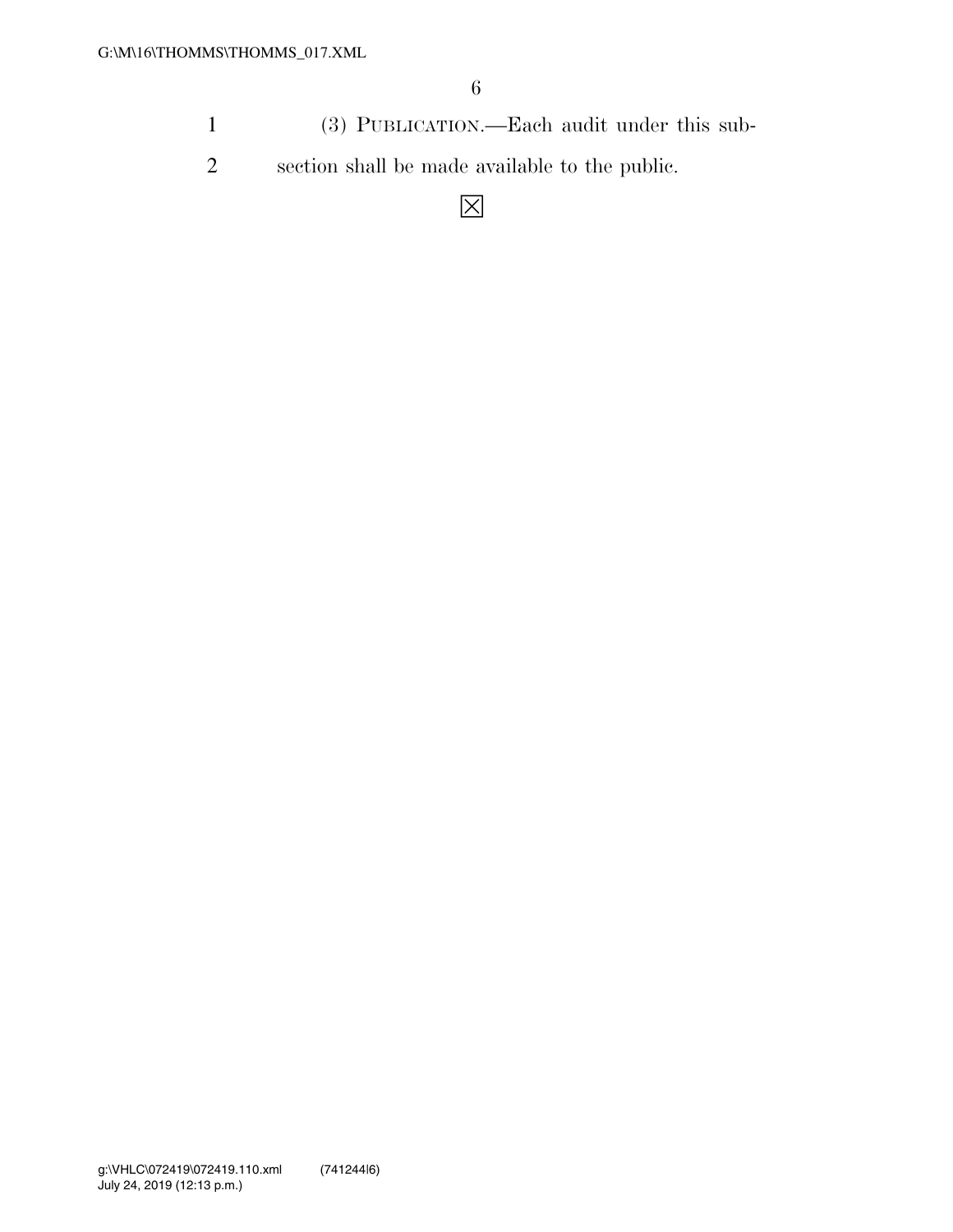(3) PUBLICATION.—Each audit under this subsection shall be made available to the public.